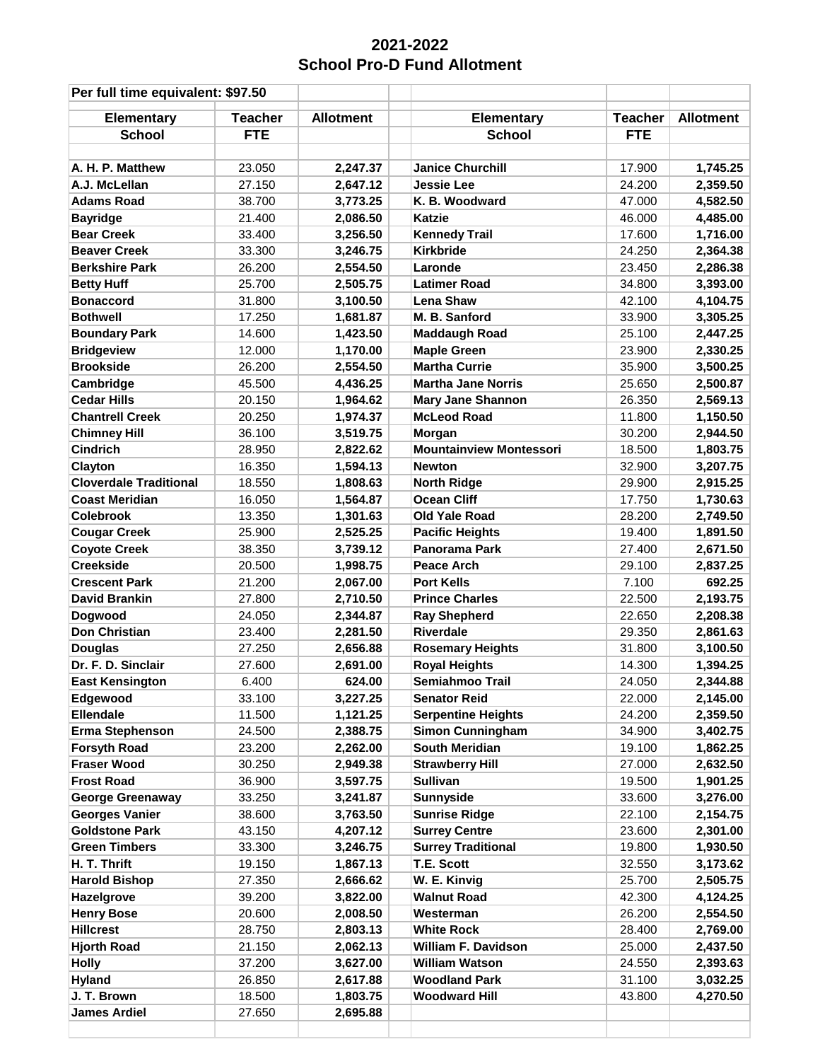# 2021-2022
# School Pro-D Fund Allotment

Per full time equivalent: $97.50

| Elementary School | Teacher FTE | Allotment | | Elementary School | Teacher FTE | Allotment |
|---|---|---|---|---|---|---|
| A. H. P. Matthew | 23.050 | 2,247.37 | | Janice Churchill | 17.900 | 1,745.25 |
| A.J. McLellan | 27.150 | 2,647.12 | | Jessie Lee | 24.200 | 2,359.50 |
| Adams Road | 38.700 | 3,773.25 | | K. B. Woodward | 47.000 | 4,582.50 |
| Bayridge | 21.400 | 2,086.50 | | Katzie | 46.000 | 4,485.00 |
| Bear Creek | 33.400 | 3,256.50 | | Kennedy Trail | 17.600 | 1,716.00 |
| Beaver Creek | 33.300 | 3,246.75 | | Kirkbride | 24.250 | 2,364.38 |
| Berkshire Park | 26.200 | 2,554.50 | | Laronde | 23.450 | 2,286.38 |
| Betty Huff | 25.700 | 2,505.75 | | Latimer Road | 34.800 | 3,393.00 |
| Bonaccord | 31.800 | 3,100.50 | | Lena Shaw | 42.100 | 4,104.75 |
| Bothwell | 17.250 | 1,681.87 | | M. B. Sanford | 33.900 | 3,305.25 |
| Boundary Park | 14.600 | 1,423.50 | | Maddaugh Road | 25.100 | 2,447.25 |
| Bridgeview | 12.000 | 1,170.00 | | Maple Green | 23.900 | 2,330.25 |
| Brookside | 26.200 | 2,554.50 | | Martha Currie | 35.900 | 3,500.25 |
| Cambridge | 45.500 | 4,436.25 | | Martha Jane Norris | 25.650 | 2,500.87 |
| Cedar Hills | 20.150 | 1,964.62 | | Mary Jane Shannon | 26.350 | 2,569.13 |
| Chantrell Creek | 20.250 | 1,974.37 | | McLeod Road | 11.800 | 1,150.50 |
| Chimney Hill | 36.100 | 3,519.75 | | Morgan | 30.200 | 2,944.50 |
| Cindrich | 28.950 | 2,822.62 | | Mountainview Montessori | 18.500 | 1,803.75 |
| Clayton | 16.350 | 1,594.13 | | Newton | 32.900 | 3,207.75 |
| Cloverdale Traditional | 18.550 | 1,808.63 | | North Ridge | 29.900 | 2,915.25 |
| Coast Meridian | 16.050 | 1,564.87 | | Ocean Cliff | 17.750 | 1,730.63 |
| Colebrook | 13.350 | 1,301.63 | | Old Yale Road | 28.200 | 2,749.50 |
| Cougar Creek | 25.900 | 2,525.25 | | Pacific Heights | 19.400 | 1,891.50 |
| Coyote Creek | 38.350 | 3,739.12 | | Panorama Park | 27.400 | 2,671.50 |
| Creekside | 20.500 | 1,998.75 | | Peace Arch | 29.100 | 2,837.25 |
| Crescent Park | 21.200 | 2,067.00 | | Port Kells | 7.100 | 692.25 |
| David Brankin | 27.800 | 2,710.50 | | Prince Charles | 22.500 | 2,193.75 |
| Dogwood | 24.050 | 2,344.87 | | Ray Shepherd | 22.650 | 2,208.38 |
| Don Christian | 23.400 | 2,281.50 | | Riverdale | 29.350 | 2,861.63 |
| Douglas | 27.250 | 2,656.88 | | Rosemary Heights | 31.800 | 3,100.50 |
| Dr. F. D. Sinclair | 27.600 | 2,691.00 | | Royal Heights | 14.300 | 1,394.25 |
| East Kensington | 6.400 | 624.00 | | Semiahmoo Trail | 24.050 | 2,344.88 |
| Edgewood | 33.100 | 3,227.25 | | Senator Reid | 22.000 | 2,145.00 |
| Ellendale | 11.500 | 1,121.25 | | Serpentine Heights | 24.200 | 2,359.50 |
| Erma Stephenson | 24.500 | 2,388.75 | | Simon Cunningham | 34.900 | 3,402.75 |
| Forsyth Road | 23.200 | 2,262.00 | | South Meridian | 19.100 | 1,862.25 |
| Fraser Wood | 30.250 | 2,949.38 | | Strawberry Hill | 27.000 | 2,632.50 |
| Frost Road | 36.900 | 3,597.75 | | Sullivan | 19.500 | 1,901.25 |
| George Greenaway | 33.250 | 3,241.87 | | Sunnyside | 33.600 | 3,276.00 |
| Georges Vanier | 38.600 | 3,763.50 | | Sunrise Ridge | 22.100 | 2,154.75 |
| Goldstone Park | 43.150 | 4,207.12 | | Surrey Centre | 23.600 | 2,301.00 |
| Green Timbers | 33.300 | 3,246.75 | | Surrey Traditional | 19.800 | 1,930.50 |
| H. T. Thrift | 19.150 | 1,867.13 | | T.E. Scott | 32.550 | 3,173.62 |
| Harold Bishop | 27.350 | 2,666.62 | | W. E. Kinvig | 25.700 | 2,505.75 |
| Hazelgrove | 39.200 | 3,822.00 | | Walnut Road | 42.300 | 4,124.25 |
| Henry Bose | 20.600 | 2,008.50 | | Westerman | 26.200 | 2,554.50 |
| Hillcrest | 28.750 | 2,803.13 | | White Rock | 28.400 | 2,769.00 |
| Hjorth Road | 21.150 | 2,062.13 | | William F. Davidson | 25.000 | 2,437.50 |
| Holly | 37.200 | 3,627.00 | | William Watson | 24.550 | 2,393.63 |
| Hyland | 26.850 | 2,617.88 | | Woodland Park | 31.100 | 3,032.25 |
| J. T. Brown | 18.500 | 1,803.75 | | Woodward Hill | 43.800 | 4,270.50 |
| James Ardiel | 27.650 | 2,695.88 | | | | |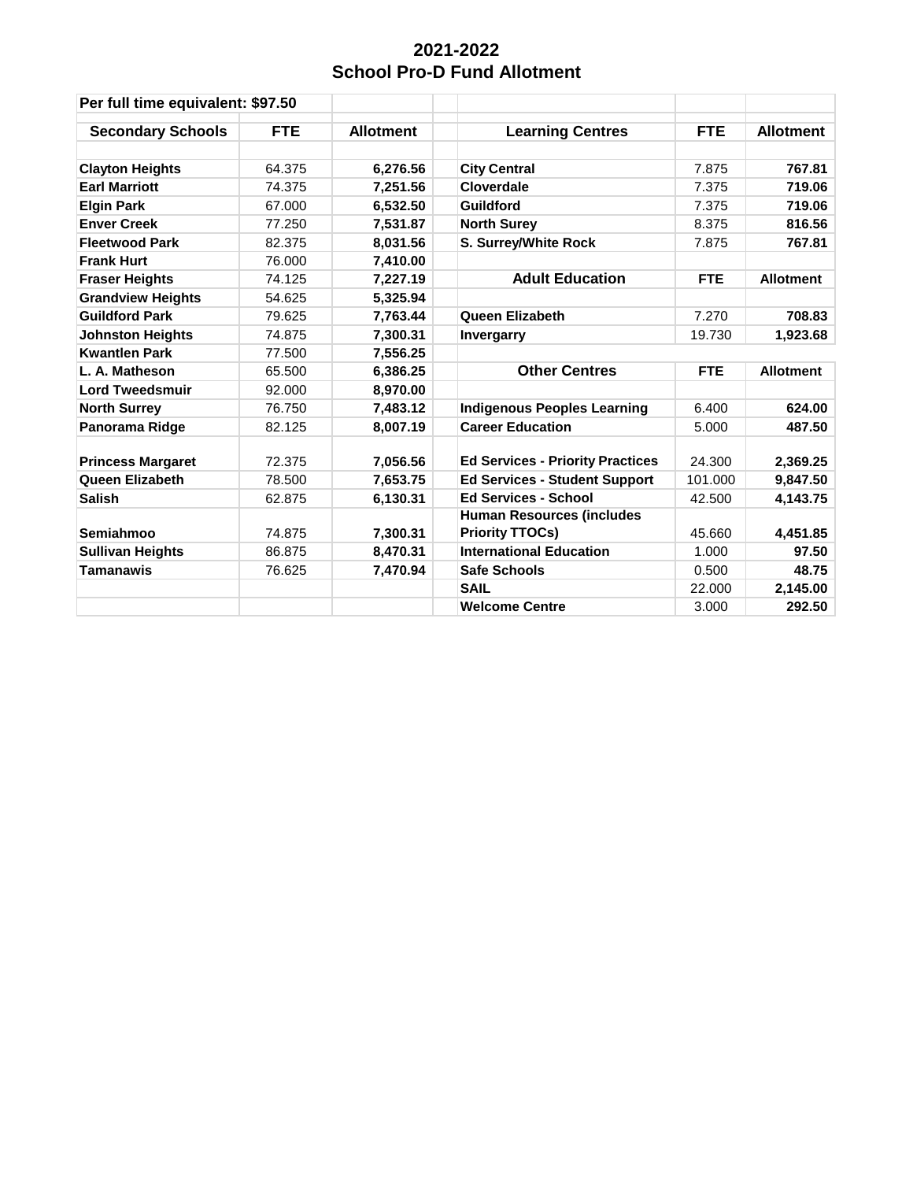# 2021-2022
# School Pro-D Fund Allotment

| Per full time equivalent: $97.50 | | | | | | |
|---|---|---|---|---|---|---|
| **Secondary Schools** | **FTE** | **Allotment** | | **Learning Centres** | **FTE** | **Allotment** |
| | | | | | | |
| **Clayton Heights** | 64.375 | **6,276.56** | | **City Central** | 7.875 | **767.81** |
| **Earl Marriott** | 74.375 | **7,251.56** | | **Cloverdale** | 7.375 | **719.06** |
| **Elgin Park** | 67.000 | **6,532.50** | | **Guildford** | 7.375 | **719.06** |
| **Enver Creek** | 77.250 | **7,531.87** | | **North Surey** | 8.375 | **816.56** |
| **Fleetwood Park** | 82.375 | **8,031.56** | | **S. Surrey/White Rock** | 7.875 | **767.81** |
| **Frank Hurt** | 76.000 | **7,410.00** | | | | |
| **Fraser Heights** | 74.125 | **7,227.19** | | **Adult Education** | **FTE** | **Allotment** |
| **Grandview Heights** | 54.625 | **5,325.94** | | | | |
| **Guildford Park** | 79.625 | **7,763.44** | | **Queen Elizabeth** | 7.270 | **708.83** |
| **Johnston Heights** | 74.875 | **7,300.31** | | **Invergarry** | 19.730 | **1,923.68** |
| **Kwantlen Park** | 77.500 | **7,556.25** | | | | |
| **L. A. Matheson** | 65.500 | **6,386.25** | | **Other Centres** | **FTE** | **Allotment** |
| **Lord Tweedsmuir** | 92.000 | **8,970.00** | | | | |
| **North Surrey** | 76.750 | **7,483.12** | | **Indigenous Peoples Learning** | 6.400 | **624.00** |
| **Panorama Ridge** | 82.125 | **8,007.19** | | **Career Education** | 5.000 | **487.50** |
| **Princess Margaret** | 72.375 | **7,056.56** | | **Ed Services - Priority Practices** | 24.300 | **2,369.25** |
| **Queen Elizabeth** | 78.500 | **7,653.75** | | **Ed Services - Student Support** | 101.000 | **9,847.50** |
| **Salish** | 62.875 | **6,130.31** | | **Ed Services - School** | 42.500 | **4,143.75** |
| **Semiahmoo** | 74.875 | **7,300.31** | | **Human Resources (includes Priority TTOCs)** | 45.660 | **4,451.85** |
| **Sullivan Heights** | 86.875 | **8,470.31** | | **International Education** | 1.000 | **97.50** |
| **Tamanawis** | 76.625 | **7,470.94** | | **Safe Schools** | 0.500 | **48.75** |
| | | | | **SAIL** | 22.000 | **2,145.00** |
| | | | | **Welcome Centre** | 3.000 | **292.50** |